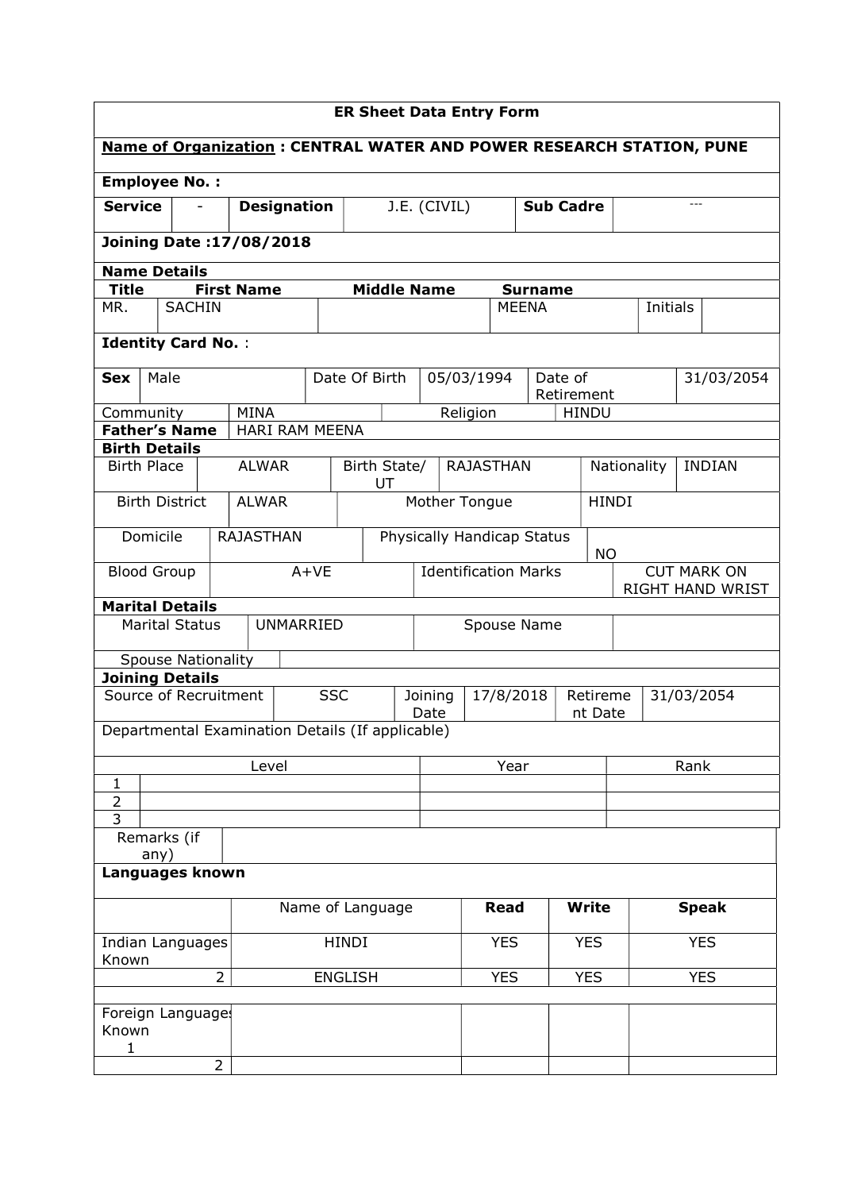## ER Sheet Data Entry Form

**Name of Organization : CENTRAL WATER AND POWER RESEARCH STATION, PUNE**

**Employee No. :**

| **Service** | - | **Designation** | J.E. (CIVIL) | **Sub Cadre** | --- |
|---|---|---|---|---|---|

**Joining Date :17/08/2018**

**Name Details**

| **Title** | **First Name** | **Middle Name** | **Surname** | | |
|---|---|---|---|---|---|
| MR. | SACHIN | | MEENA | Initials | |

**Identity Card No.** :

| **Sex** | Male | Date Of Birth | 05/03/1994 | Date of Retirement | 31/03/2054 |
|---|---|---|---|---|---|

| Community | MINA | Religion | HINDU |
|---|---|---|---|
| **Father's Name** | HARI RAM MEENA | | |

**Birth Details**

| Birth Place | ALWAR | Birth State/ UT | RAJASTHAN | Nationality | INDIAN |
|---|---|---|---|---|---|
| Birth District | ALWAR | Mother Tongue | HINDI | | |
| Domicile | RAJASTHAN | Physically Handicap Status | NO | | |
| Blood Group | A+VE | Identification Marks | CUT MARK ON RIGHT HAND WRIST | | |

**Marital Details**

| Marital Status | UNMARRIED | Spouse Name | |
|---|---|---|---|
| Spouse Nationality | | | |

**Joining Details**

| Source of Recruitment | SSC | Joining Date | 17/8/2018 | Retirement Date | 31/03/2054 |
|---|---|---|---|---|---|

Departmental Examination Details (If applicable)

| | Level | Year | Rank |
|---|---|---|---|
| 1 | | | |
| 2 | | | |
| 3 | | | |

| Remarks (if any) | |
|---|---|

**Languages known**

| | Name of Language | **Read** | **Write** | **Speak** |
|---|---|---|---|---|
| Indian Languages Known | HINDI | YES | YES | YES |
| 2 | ENGLISH | YES | YES | YES |
| | | | | |
| Foreign Languages Known 1 | | | | |
| 2 | | | | |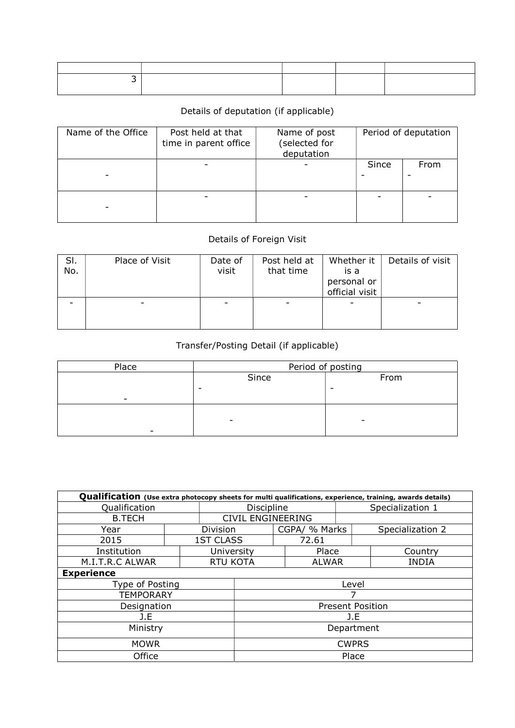| | | | | |
|---|---|---|---|---|
| 3 | | | | |

Details of deputation (if applicable)

| Name of the Office | Post held at that time in parent office | Name of post (selected for deputation | Period of deputation | |
|---|---|---|---|---|
| | | | Since | From |
| - | - | - | - | - |
| - | - | - | - | - |

Details of Foreign Visit

| Sl. No. | Place of Visit | Date of visit | Post held at that time | Whether it is a personal or official visit | Details of visit |
|---|---|---|---|---|---|
| - | - | - | - | - | - |

Transfer/Posting Detail (if applicable)

| Place | Period of posting | |
|---|---|---|
| | Since | From |
| - | - | - |
| - | - | - |

| **Qualification** (Use extra photocopy sheets for multi qualifications, experience, training, awards details) | | | |
|---|---|---|---|
| Qualification | Discipline | Specialization 1 | |
| B.TECH | CIVIL ENGINEERING | | |
| Year | Division | CGPA/ % Marks | Specialization 2 |
| 2015 | 1ST CLASS | 72.61 | |
| Institution | University | Place | Country |
| M.I.T.R.C ALWAR | RTU KOTA | ALWAR | INDIA |
| **Experience** | | | |
| Type of Posting | Level | | |
| TEMPORARY | 7 | | |
| Designation | Present Position | | |
| J.E | J.E | | |
| Ministry | Department | | |
| MOWR | CWPRS | | |
| Office | Place | | |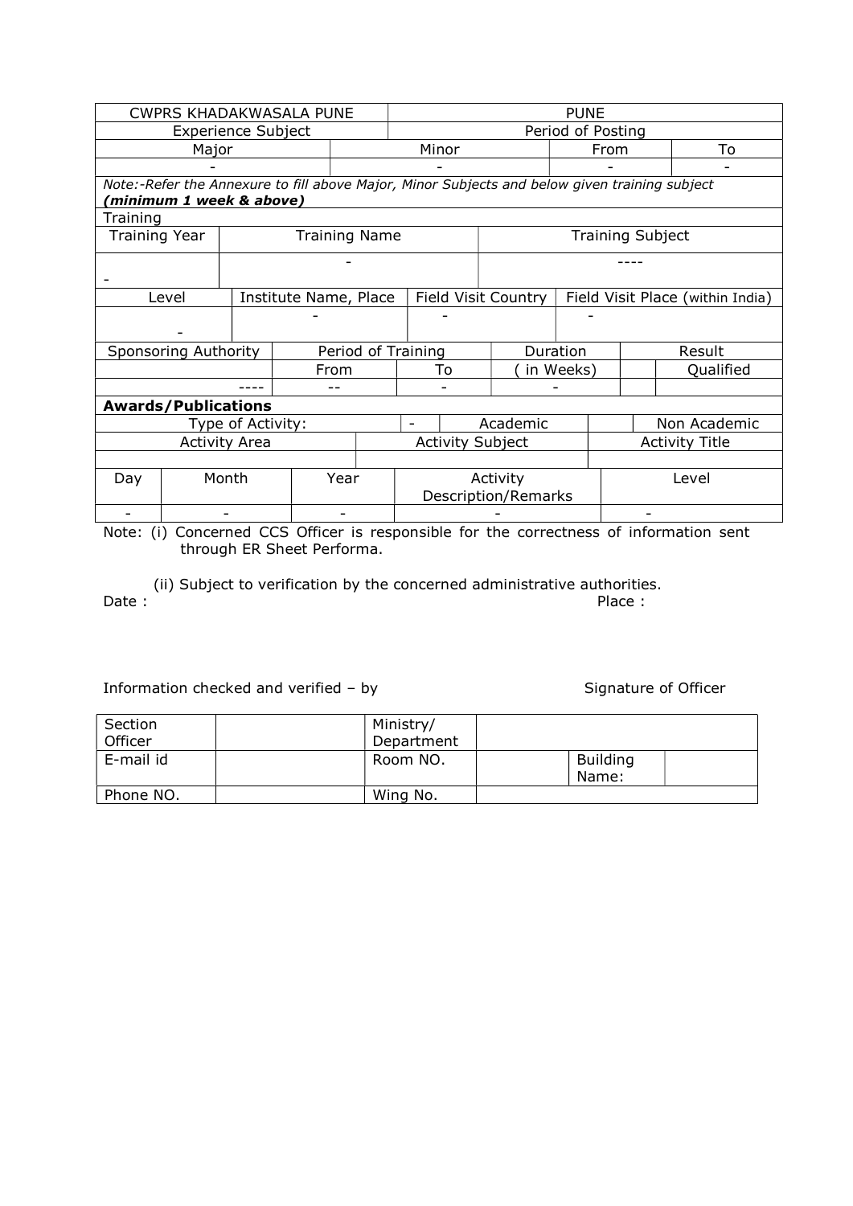| CWPRS KHADAKWASALA PUNE | | PUNE | |
|---|---|---|---|
| Experience Subject | | Period of Posting | |
| Major | Minor | From | To |
| - | - | - | - |

*Note:-Refer the Annexure to fill above Major, Minor Subjects and below given training subject* ***(minimum 1 week & above)***

Training

| Training Year | Training Name | Training Subject |
|---|---|---|
| - | - | ---- |

| Level | Institute Name, Place | Field Visit Country | Field Visit Place (within India) |
|---|---|---|---|
| - | - | - | - |

| Sponsoring Authority | Period of Training | | Duration | Result | |
|---|---|---|---|---|---|
| | From | To | ( in Weeks) | | Qualified |
| ---- | -- | - | - | | |

**Awards/Publications**

| Type of Activity: | - | Academic | | Non Academic |
|---|---|---|---|---|
| Activity Area | Activity Subject | | Activity Title | |
| | | | | |

| Day | Month | Year | Activity Description/Remarks | Level |
|---|---|---|---|---|
| - | - | - | - | - |

Note: (i) Concerned CCS Officer is responsible for the correctness of information sent through ER Sheet Performa.

(ii) Subject to verification by the concerned administrative authorities.

Date : Place :

Information checked and verified – by Signature of Officer

| | | | | | |
|---|---|---|---|---|---|
| Section Officer | | Ministry/ Department | | | |
| E-mail id | | Room NO. | | Building Name: | |
| Phone NO. | | Wing No. | | | |